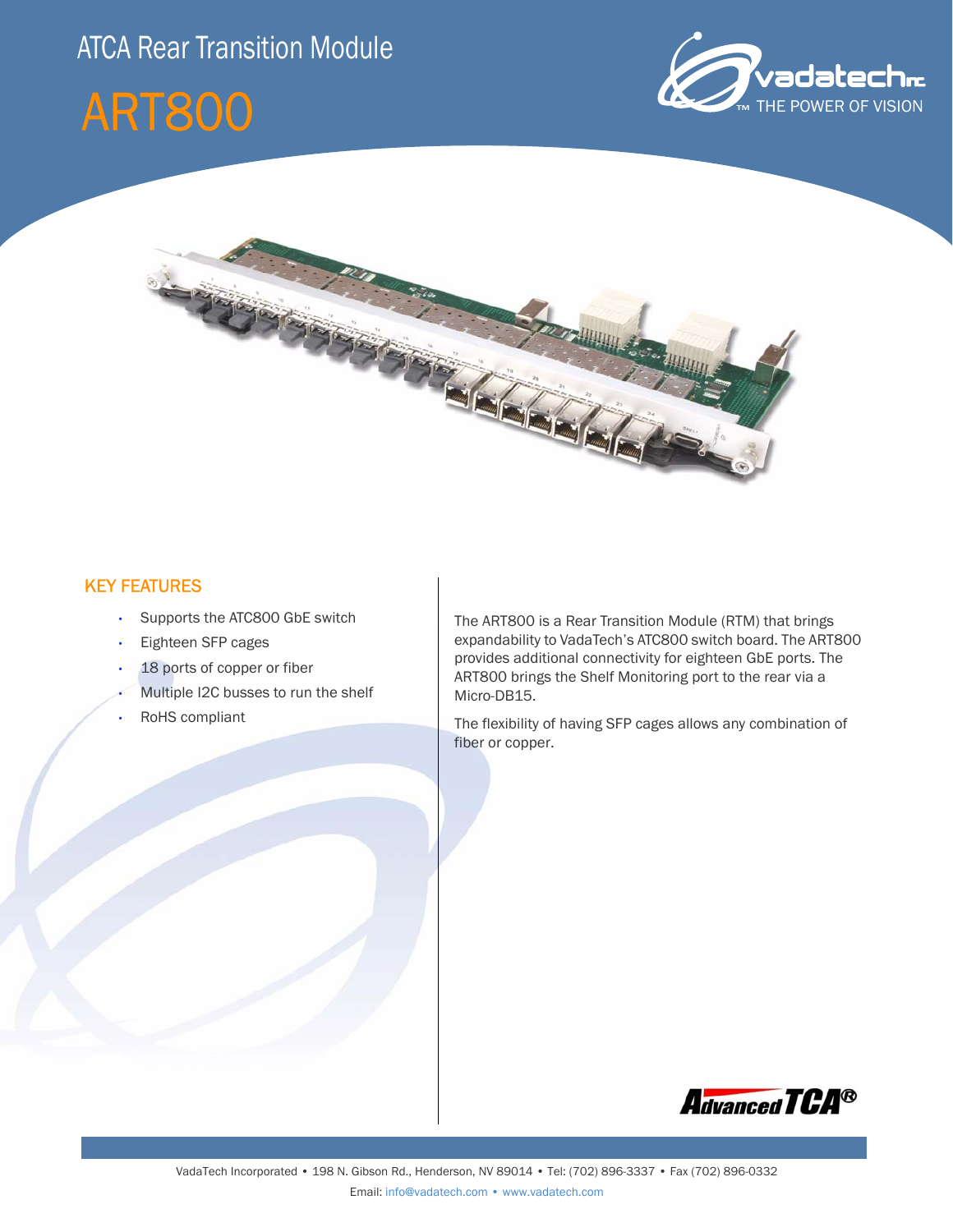# ATCA Rear Transition Module

# ART800

## KEY FEATURES

- Supports the ATC800 GbE switch
- Eighteen SFP cages
- 18 ports of copper or fiber
- Multiple I2C busses to run the shelf
- RoHS compliant

The ART800 is a Rear Transition Module (RTM) that brings expandability to VadaTech's ATC800 switch board. The ART800 provides additional connectivity for eighteen GbE ports. The ART800 brings the Shelf Monitoring port to the rear via a Micro-DB15.

The flexibility of having SFP cages allows any combination of fiber or copper.

VadaTech Incorporated • 198 N. Gibson Rd., Henderson, NV 89014 • Tel: (702) 896-3337 • Fax (702) 896-0332

Email: info@vadatech.com • www.vadatech.com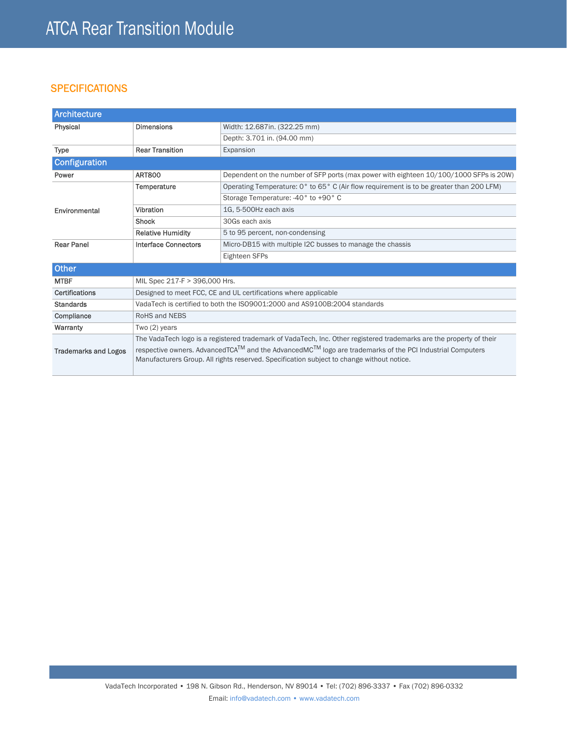# ATCA Rear Transition Module

## SPECIFICATIONS

| Architecture | | |
|---|---|---|
| Physical | Dimensions | Width: 12.687in. (322.25 mm) |
| | | Depth: 3.701 in. (94.00 mm) |
| Type | Rear Transition | Expansion |
| **Configuration** | | |
| Power | ART800 | Dependent on the number of SFP ports (max power with eighteen 10/100/1000 SFPs is 20W) |
| Environmental | Temperature | Operating Temperature: 0° to 65° C (Air flow requirement is to be greater than 200 LFM) |
| | | Storage Temperature: -40° to +90° C |
| | Vibration | 1G, 5-500Hz each axis |
| | Shock | 30Gs each axis |
| | Relative Humidity | 5 to 95 percent, non-condensing |
| Rear Panel | Interface Connectors | Micro-DB15 with multiple I2C busses to manage the chassis |
| | | Eighteen SFPs |
| **Other** | | |
| MTBF | MIL Spec 217-F > 396,000 Hrs. | |
| Certifications | Designed to meet FCC, CE and UL certifications where applicable | |
| Standards | VadaTech is certified to both the ISO9001:2000 and AS9100B:2004 standards | |
| Compliance | RoHS and NEBS | |
| Warranty | Two (2) years | |
| Trademarks and Logos | The VadaTech logo is a registered trademark of VadaTech, Inc. Other registered trademarks are the property of their respective owners. AdvancedTCA™ and the AdvancedMC™ logo are trademarks of the PCI Industrial Computers Manufacturers Group. All rights reserved. Specification subject to change without notice. | |

VadaTech Incorporated • 198 N. Gibson Rd., Henderson, NV 89014 • Tel: (702) 896-3337 • Fax (702) 896-0332

Email: info@vadatech.com • www.vadatech.com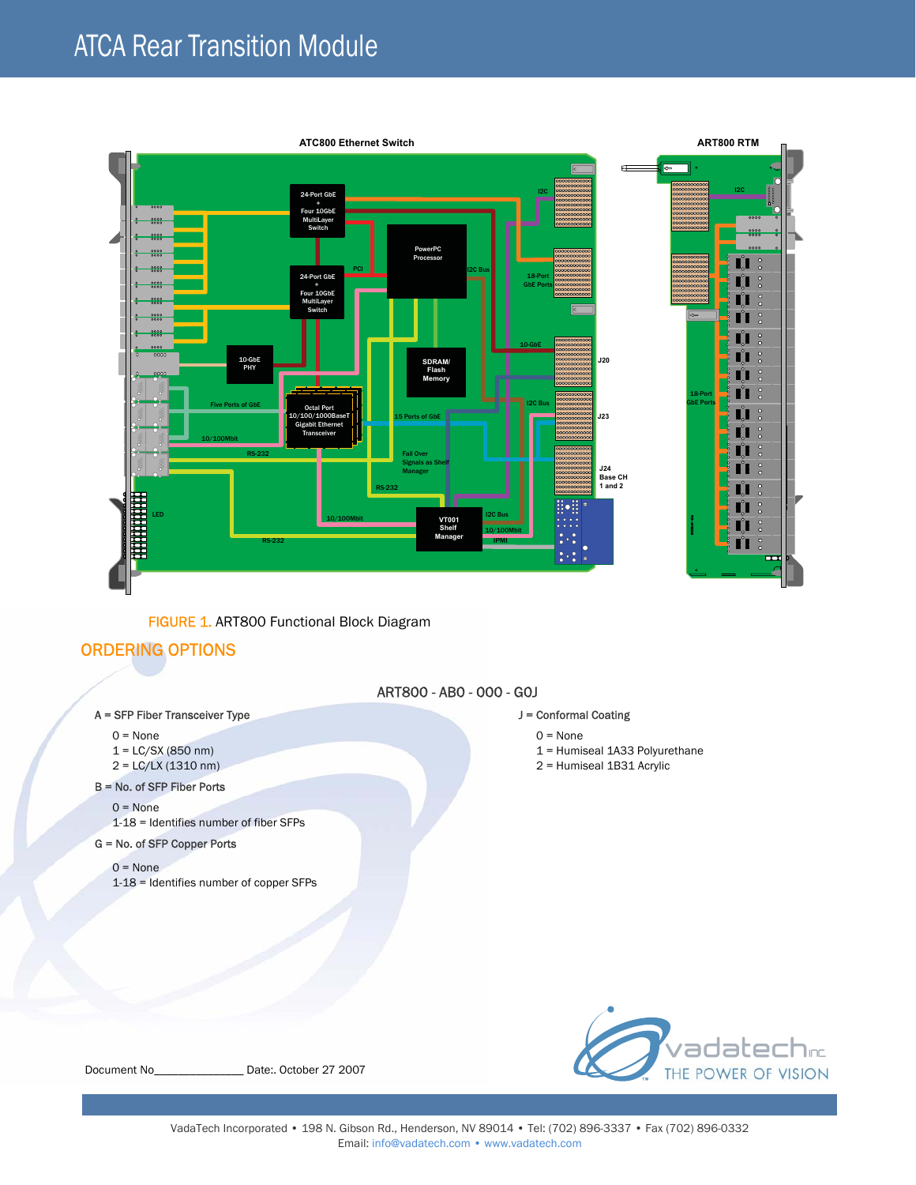# ATCA Rear Transition Module

ATC800 Ethernet Switch

ART800 RTM

24-Port GbE + Four 10GbE MultiLayer Switch

PowerPC Processor

24-Port GbE + Four 10GbE MultiLayer Switch

PCI

I2C

I2C Bus

18-Port GbE Ports

10-GbE PHY

SDRAM/ Flash Memory

10-GbE

J20

Five Ports of GbE

Octal Port 10/100/1000BaseT Gigabit Ethernet Transceiver

15 Ports of GbE

I2C Bus

J23

10/100Mbit

RS-232

Fail Over Signals as Shelf Manager

J24 Base CH 1 and 2

RS-232

LED

10/100Mbit

VT001 Shelf Manager

I2C Bus

10/100Mbit

IPMI

RS-232

18-Port GbE Ports

FIGURE 1. ART800 Functional Block Diagram

## ORDERING OPTIONS

ART800 - AB0 - 000 - G0J

A = SFP Fiber Transceiver Type

- 0 = None
- 1 = LC/SX (850 nm)
- 2 = LC/LX (1310 nm)

B = No. of SFP Fiber Ports

- 0 = None
- 1-18 = Identifies number of fiber SFPs

G = No. of SFP Copper Ports

- 0 = None
- 1-18 = Identifies number of copper SFPs

J = Conformal Coating

- 0 = None
- 1 = Humiseal 1A33 Polyurethane
- 2 = Humiseal 1B31 Acrylic

Document No_______________ Date:. October 27 2007

vadatech inc THE POWER OF VISION

VadaTech Incorporated • 198 N. Gibson Rd., Henderson, NV 89014 • Tel: (702) 896-3337 • Fax (702) 896-0332
Email: info@vadatech.com • www.vadatech.com